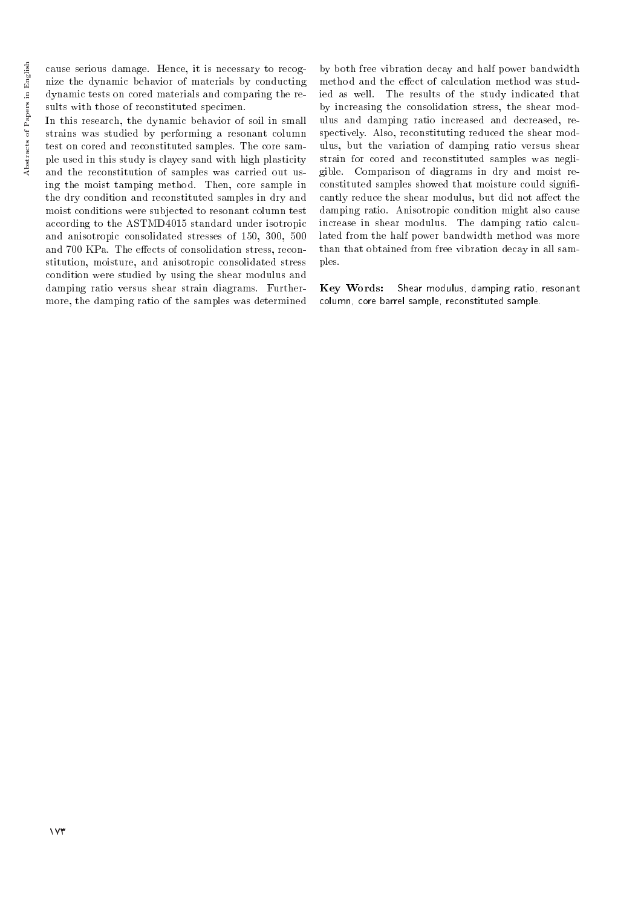cause serious damage. Hence, it is necessary to recognize the dynamic behavior of materials by conducting dynamic tests on cored materials and comparing the results with those of reconstituted specimen.

In this research, the dynamic behavior of soil in small strains was studied by performing a resonant column test on cored and reconstituted samples. The core sample used in this study is clayey sand with high plasticity and the reconstitution of samples was carried out using the moist tamping method. Then, core sample in the dry condition and reconstituted samples in dry and moist conditions were subjected to resonant column test according to the ASTMD4015 standard under isotropic and anisotropic consolidated stresses of 150, 300, 500 and 700 KPa. The effects of consolidation stress, reconstitution, moisture, and anisotropic consolidated stress condition were studied by using the shear modulus and damping ratio versus shear strain diagrams. Furthermore, the damping ratio of the samples was determined by both free vibration decay and half power bandwidth method and the effect of calculation method was studied as well. The results of the study indicated that by increasing the consolidation stress, the shear modulus and damping ratio increased and decreased, respectively. Also, reconstituting reduced the shear modulus, but the variation of damping ratio versus shear strain for cored and reconstituted samples was negligible. Comparison of diagrams in dry and moist reconstituted samples showed that moisture could significantly reduce the shear modulus, but did not affect the damping ratio. Anisotropic condition might also cause increase in shear modulus. The damping ratio calculated from the half power bandwidth method was more than that obtained from free vibration decay in all samples.

**Key Words:** Shear modulus, damping ratio, resonant column, core barrel sample, reconstituted sample.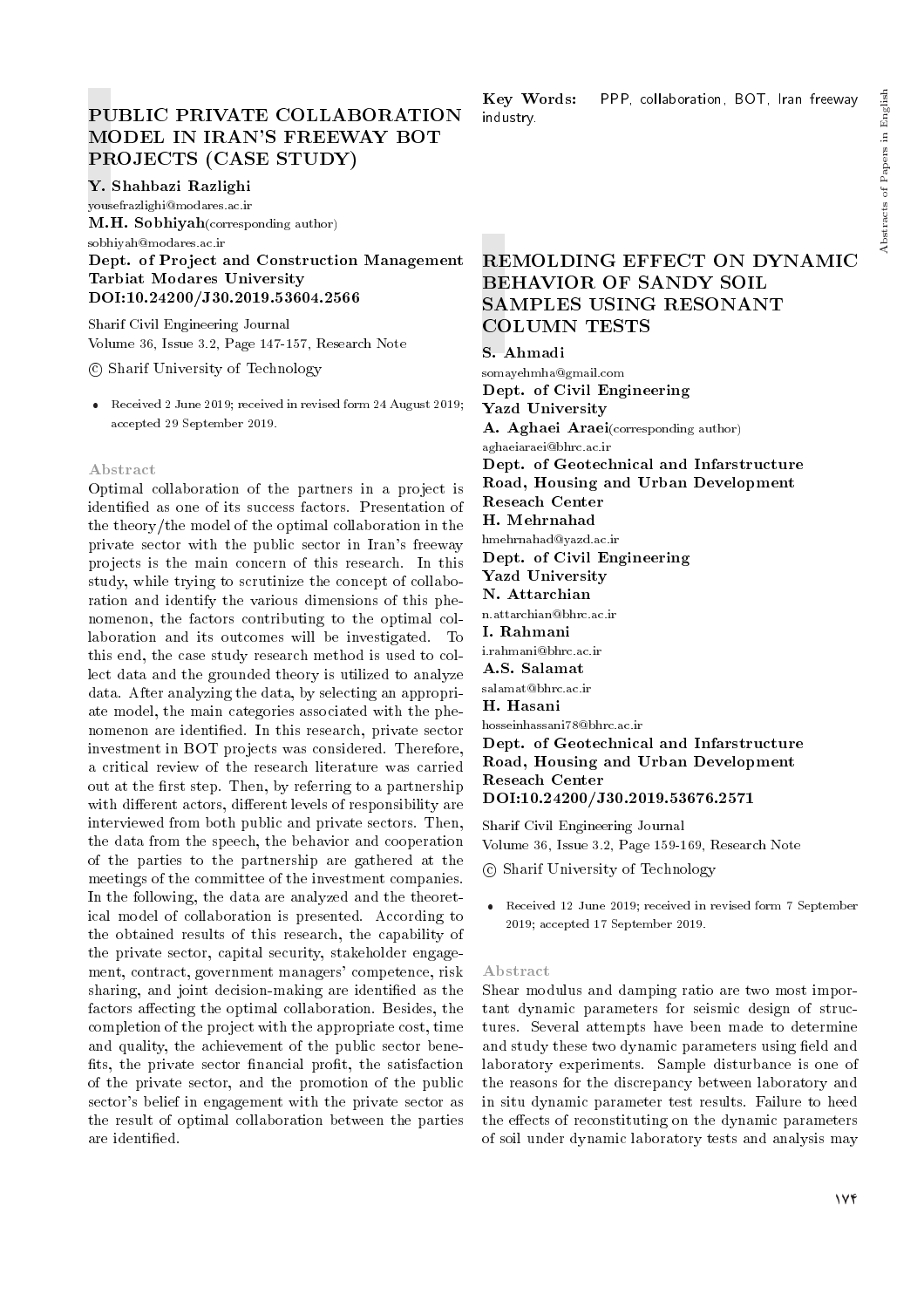# PUBLIC PRIVATE COLLABORATION MODEL IN IRAN'S FREEWAY BOT PROJECTS (CASE STUDY)

**Y. Shahbazi Razlighi**
yousefrazlighi@modares.ac.ir
**M.H. Sobhiyah**(corresponding author)
sobhiyah@modares.ac.ir
**Dept. of Project and Construction Management Tarbiat Modares University**
**DOI:10.24200/J30.2019.53604.2566**

Sharif Civil Engineering Journal
Volume 36, Issue 3.2, Page 147-157, Research Note

© Sharif University of Technology

- Received 2 June 2019; received in revised form 24 August 2019; accepted 29 September 2019.

### Abstract

Optimal collaboration of the partners in a project is identified as one of its success factors. Presentation of the theory/the model of the optimal collaboration in the private sector with the public sector in Iran's freeway projects is the main concern of this research. In this study, while trying to scrutinize the concept of collaboration and identify the various dimensions of this phenomenon, the factors contributing to the optimal collaboration and its outcomes will be investigated. To this end, the case study research method is used to collect data and the grounded theory is utilized to analyze data. After analyzing the data, by selecting an appropriate model, the main categories associated with the phenomenon are identified. In this research, private sector investment in BOT projects was considered. Therefore, a critical review of the research literature was carried out at the first step. Then, by referring to a partnership with different actors, different levels of responsibility are interviewed from both public and private sectors. Then, the data from the speech, the behavior and cooperation of the parties to the partnership are gathered at the meetings of the committee of the investment companies. In the following, the data are analyzed and the theoretical model of collaboration is presented. According to the obtained results of this research, the capability of the private sector, capital security, stakeholder engagement, contract, government managers' competence, risk sharing, and joint decision-making are identified as the factors affecting the optimal collaboration. Besides, the completion of the project with the appropriate cost, time and quality, the achievement of the public sector benefits, the private sector financial profit, the satisfaction of the private sector, and the promotion of the public sector's belief in engagement with the private sector as the result of optimal collaboration between the parties are identified.

**Key Words:** PPP, collaboration, BOT, Iran freeway industry.

# REMOLDING EFFECT ON DYNAMIC BEHAVIOR OF SANDY SOIL SAMPLES USING RESONANT COLUMN TESTS

**S. Ahmadi**
somayehmha@gmail.com
**Dept. of Civil Engineering**
**Yazd University**
**A. Aghaei Araei**(corresponding author)
aghaeiaraei@bhrc.ac.ir
**Dept. of Geotechnical and Infarstructure Road, Housing and Urban Development Reseach Center**
**H. Mehrnahad**
hmehrnahad@yazd.ac.ir
**Dept. of Civil Engineering**
**Yazd University**
**N. Attarchian**
n.attarchian@bhrc.ac.ir
**I. Rahmani**
i.rahmani@bhrc.ac.ir
**A.S. Salamat**
salamat@bhrc.ac.ir
**H. Hasani**
hosseinhassani78@bhrc.ac.ir
**Dept. of Geotechnical and Infarstructure Road, Housing and Urban Development Reseach Center**
**DOI:10.24200/J30.2019.53676.2571**

Sharif Civil Engineering Journal
Volume 36, Issue 3.2, Page 159-169, Research Note

© Sharif University of Technology

- Received 12 June 2019; received in revised form 7 September 2019; accepted 17 September 2019.

### Abstract

Shear modulus and damping ratio are two most important dynamic parameters for seismic design of structures. Several attempts have been made to determine and study these two dynamic parameters using field and laboratory experiments. Sample disturbance is one of the reasons for the discrepancy between laboratory and in situ dynamic parameter test results. Failure to heed the effects of reconstituting on the dynamic parameters of soil under dynamic laboratory tests and analysis may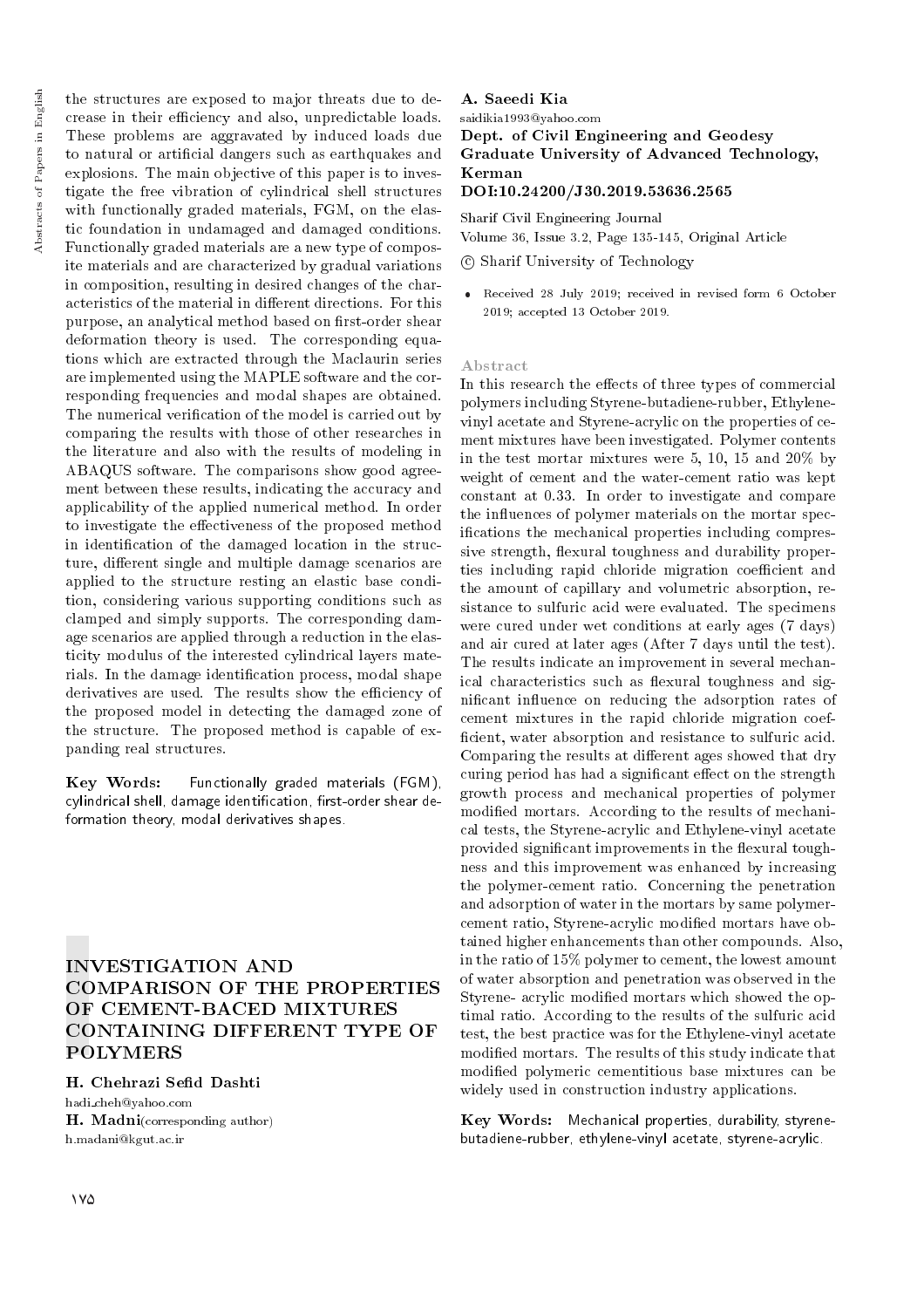the structures are exposed to major threats due to decrease in their efficiency and also, unpredictable loads. These problems are aggravated by induced loads due to natural or artificial dangers such as earthquakes and explosions. The main objective of this paper is to investigate the free vibration of cylindrical shell structures with functionally graded materials, FGM, on the elastic foundation in undamaged and damaged conditions. Functionally graded materials are a new type of composite materials and are characterized by gradual variations in composition, resulting in desired changes of the characteristics of the material in different directions. For this purpose, an analytical method based on first-order shear deformation theory is used. The corresponding equations which are extracted through the Maclaurin series are implemented using the MAPLE software and the corresponding frequencies and modal shapes are obtained. The numerical verification of the model is carried out by comparing the results with those of other researches in the literature and also with the results of modeling in ABAQUS software. The comparisons show good agreement between these results, indicating the accuracy and applicability of the applied numerical method. In order to investigate the effectiveness of the proposed method in identification of the damaged location in the structure, different single and multiple damage scenarios are applied to the structure resting an elastic base condition, considering various supporting conditions such as clamped and simply supports. The corresponding damage scenarios are applied through a reduction in the elasticity modulus of the interested cylindrical layers materials. In the damage identification process, modal shape derivatives are used. The results show the efficiency of the proposed model in detecting the damaged zone of the structure. The proposed method is capable of expanding real structures.

**Key Words:** Functionally graded materials (FGM), cylindrical shell, damage identification, first-order shear deformation theory, modal derivatives shapes.

**A. Saeedi Kia**
saidikia1993@yahoo.com
**Dept. of Civil Engineering and Geodesy**
**Graduate University of Advanced Technology, Kerman**
**DOI:10.24200/J30.2019.53636.2565**

Sharif Civil Engineering Journal
Volume 36, Issue 3.2, Page 135-145, Original Article
© Sharif University of Technology

- Received 28 July 2019; received in revised form 6 October 2019; accepted 13 October 2019.

# INVESTIGATION AND COMPARISON OF THE PROPERTIES OF CEMENT-BACED MIXTURES CONTAINING DIFFERENT TYPE OF POLYMERS

**H. Chehrazi Sefid Dashti**
hadi_cheh@yahoo.com
**H. Madni**(corresponding author)
h.madani@kgut.ac.ir

## Abstract

In this research the effects of three types of commercial polymers including Styrene-butadiene-rubber, Ethylene-vinyl acetate and Styrene-acrylic on the properties of cement mixtures have been investigated. Polymer contents in the test mortar mixtures were 5, 10, 15 and 20% by weight of cement and the water-cement ratio was kept constant at 0.33. In order to investigate and compare the influences of polymer materials on the mortar specifications the mechanical properties including compressive strength, flexural toughness and durability properties including rapid chloride migration coefficient and the amount of capillary and volumetric absorption, resistance to sulfuric acid were evaluated. The specimens were cured under wet conditions at early ages (7 days) and air cured at later ages (After 7 days until the test). The results indicate an improvement in several mechanical characteristics such as flexural toughness and significant influence on reducing the adsorption rates of cement mixtures in the rapid chloride migration coefficient, water absorption and resistance to sulfuric acid. Comparing the results at different ages showed that dry curing period has had a significant effect on the strength growth process and mechanical properties of polymer modified mortars. According to the results of mechanical tests, the Styrene-acrylic and Ethylene-vinyl acetate provided significant improvements in the flexural toughness and this improvement was enhanced by increasing the polymer-cement ratio. Concerning the penetration and adsorption of water in the mortars by same polymer-cement ratio, Styrene-acrylic modified mortars have obtained higher enhancements than other compounds. Also, in the ratio of 15% polymer to cement, the lowest amount of water absorption and penetration was observed in the Styrene- acrylic modified mortars which showed the optimal ratio. According to the results of the sulfuric acid test, the best practice was for the Ethylene-vinyl acetate modified mortars. The results of this study indicate that modified polymeric cementitious base mixtures can be widely used in construction industry applications.

**Key Words:** Mechanical properties, durability, styrene-butadiene-rubber, ethylene-vinyl acetate, styrene-acrylic.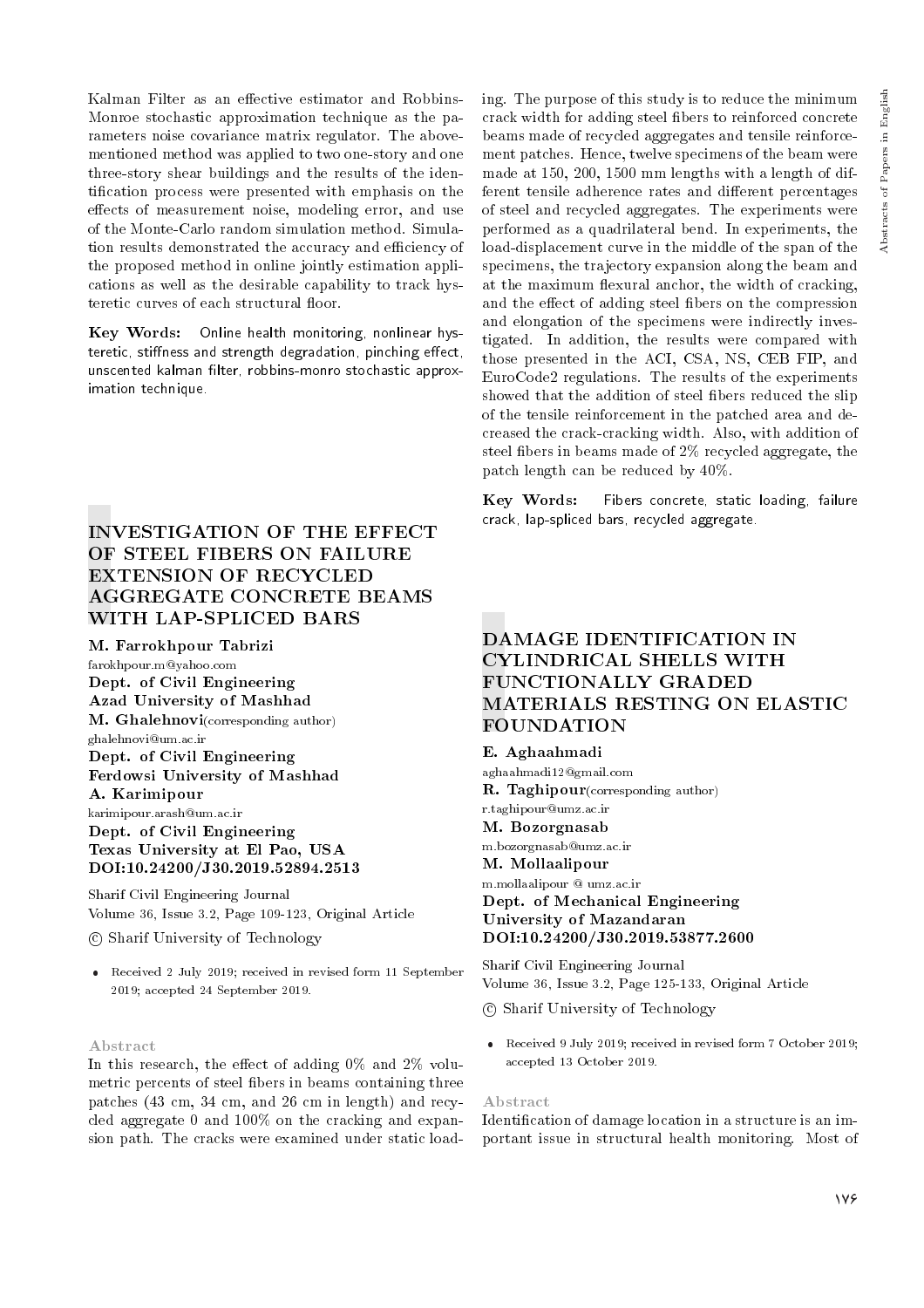Kalman Filter as an effective estimator and Robbins-Monroe stochastic approximation technique as the parameters noise covariance matrix regulator. The above-mentioned method was applied to two one-story and one three-story shear buildings and the results of the identification process were presented with emphasis on the effects of measurement noise, modeling error, and use of the Monte-Carlo random simulation method. Simulation results demonstrated the accuracy and efficiency of the proposed method in online jointly estimation applications as well as the desirable capability to track hysteretic curves of each structural floor.

**Key Words:** Online health monitoring, nonlinear hysteretic, stiffness and strength degradation, pinching effect, unscented kalman filter, robbins-monro stochastic approximation technique.

## INVESTIGATION OF THE EFFECT OF STEEL FIBERS ON FAILURE EXTENSION OF RECYCLED AGGREGATE CONCRETE BEAMS WITH LAP-SPLICED BARS

**M. Farrokhpour Tabrizi**
farokhpour.m@yahoo.com
**Dept. of Civil Engineering**
**Azad University of Mashhad**
**M. Ghalehnovi**(corresponding author)
ghalehnovi@um.ac.ir
**Dept. of Civil Engineering**
**Ferdowsi University of Mashhad**
**A. Karimipour**
karimipour.arash@um.ac.ir
**Dept. of Civil Engineering**
**Texas University at El Pao, USA**
**DOI:10.24200/J30.2019.52894.2513**

Sharif Civil Engineering Journal
Volume 36, Issue 3.2, Page 109-123, Original Article

© Sharif University of Technology

- Received 2 July 2019; received in revised form 11 September 2019; accepted 24 September 2019.

### Abstract

In this research, the effect of adding 0% and 2% volumetric percents of steel fibers in beams containing three patches (43 cm, 34 cm, and 26 cm in length) and recycled aggregate 0 and 100% on the cracking and expansion path. The cracks were examined under static loading. The purpose of this study is to reduce the minimum crack width for adding steel fibers to reinforced concrete beams made of recycled aggregates and tensile reinforcement patches. Hence, twelve specimens of the beam were made at 150, 200, 1500 mm lengths with a length of different tensile adherence rates and different percentages of steel and recycled aggregates. The experiments were performed as a quadrilateral bend. In experiments, the load-displacement curve in the middle of the span of the specimens, the trajectory expansion along the beam and at the maximum flexural anchor, the width of cracking, and the effect of adding steel fibers on the compression and elongation of the specimens were indirectly investigated. In addition, the results were compared with those presented in the ACI, CSA, NS, CEB FIP, and EuroCode2 regulations. The results of the experiments showed that the addition of steel fibers reduced the slip of the tensile reinforcement in the patched area and decreased the crack-cracking width. Also, with addition of steel fibers in beams made of 2% recycled aggregate, the patch length can be reduced by 40%.

**Key Words:** Fibers concrete, static loading, failure crack, lap-spliced bars, recycled aggregate.

## DAMAGE IDENTIFICATION IN CYLINDRICAL SHELLS WITH FUNCTIONALLY GRADED MATERIALS RESTING ON ELASTIC FOUNDATION

**E. Aghaahmadi**
aghaahmadi12@gmail.com
**R. Taghipour**(corresponding author)
r.taghipour@umz.ac.ir
**M. Bozorgnasab**
m.bozorgnasab@umz.ac.ir
**M. Mollaalipour**
m.mollaalipour @ umz.ac.ir
**Dept. of Mechanical Engineering**
**University of Mazandaran**
**DOI:10.24200/J30.2019.53877.2600**

Sharif Civil Engineering Journal
Volume 36, Issue 3.2, Page 125-133, Original Article

© Sharif University of Technology

- Received 9 July 2019; received in revised form 7 October 2019; accepted 13 October 2019.

### Abstract

Identification of damage location in a structure is an important issue in structural health monitoring. Most of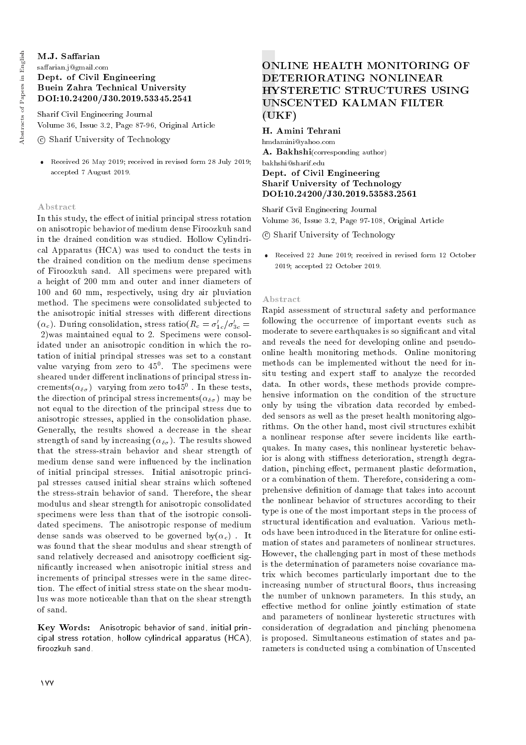**M.J. Saffarian**
saffarian.j@gmail.com
**Dept. of Civil Engineering**
**Buein Zahra Technical University**
**DOI:10.24200/J30.2019.53345.2541**

Sharif Civil Engineering Journal
Volume 36, Issue 3.2, Page 87-96, Original Article

© Sharif University of Technology

- Received 26 May 2019; received in revised form 28 July 2019; accepted 7 August 2019.

### Abstract

In this study, the effect of initial principal stress rotation on anisotropic behavior of medium dense Firoozkuh sand in the drained condition was studied. Hollow Cylindrical Apparatus (HCA) was used to conduct the tests in the drained condition on the medium dense specimens of Firoozkuh sand. All specimens were prepared with a height of 200 mm and outer and inner diameters of 100 and 60 mm, respectively, using dry air pluviation method. The specimens were consolidated subjected to the anisotropic initial stresses with different directions ($\alpha_c$). During consolidation, stress ratio($R_c = \sigma'_{1c}/\sigma'_{3c} =$ 2)was maintained equal to 2. Specimens were consolidated under an anisotropic condition in which the rotation of initial principal stresses was set to a constant value varying from zero to $45^0$. The specimens were sheared under different inclinations of principal stress increments($\alpha_{\delta\sigma}$) varying from zero to$45^0$ . In these tests, the direction of principal stress increments($\alpha_{\delta\sigma}$) may be not equal to the direction of the principal stress due to anisotropic stresses, applied in the consolidation phase. Generally, the results showed a decrease in the shear strength of sand by increasing ($\alpha_{\delta\sigma}$). The results showed that the stress-strain behavior and shear strength of medium dense sand were influenced by the inclination of initial principal stresses. Initial anisotropic principal stresses caused initial shear strains which softened the stress-strain behavior of sand. Therefore, the shear modulus and shear strength for anisotropic consolidated specimens were less than that of the isotropic consolidated specimens. The anisotropic response of medium dense sands was observed to be governed by($\alpha_c$) . It was found that the shear modulus and shear strength of sand relatively decreased and anisotropy coefficient significantly increased when anisotropic initial stress and increments of principal stresses were in the same direction. The effect of initial stress state on the shear modulus was more noticeable than that on the shear strength of sand.

**Key Words:** Anisotropic behavior of sand, initial principal stress rotation, hollow cylindrical apparatus (HCA), firoozkuh sand.

## ONLINE HEALTH MONITORING OF DETERIORATING NONLINEAR HYSTERETIC STRUCTURES USING UNSCENTED KALMAN FILTER (UKF)

**H. Amini Tehrani**
hmdamini@yahoo.com
**A. Bakhshi**(corresponding author)
bakhshi@sharif.edu
**Dept. of Civil Engineering**
**Sharif University of Technology**
**DOI:10.24200/J30.2019.53583.2561**

Sharif Civil Engineering Journal
Volume 36, Issue 3.2, Page 97-108, Original Article

© Sharif University of Technology

- Received 22 June 2019; received in revised form 12 October 2019; accepted 22 October 2019.

### Abstract

Rapid assessment of structural safety and performance following the occurrence of important events such as moderate to severe earthquakes is so significant and vital and reveals the need for developing online and pseudo-online health monitoring methods. Online monitoring methods can be implemented without the need for in-situ testing and expert staff to analyze the recorded data. In other words, these methods provide comprehensive information on the condition of the structure only by using the vibration data recorded by embedded sensors as well as the preset health monitoring algorithms. On the other hand, most civil structures exhibit a nonlinear response after severe incidents like earthquakes. In many cases, this nonlinear hysteretic behavior is along with stiffness deterioration, strength degradation, pinching effect, permanent plastic deformation, or a combination of them. Therefore, considering a comprehensive definition of damage that takes into account the nonlinear behavior of structures according to their type is one of the most important steps in the process of structural identification and evaluation. Various methods have been introduced in the literature for online estimation of states and parameters of nonlinear structures. However, the challenging part in most of these methods is the determination of parameters noise covariance matrix which becomes particularly important due to the increasing number of structural floors, thus increasing the number of unknown parameters. In this study, an effective method for online jointly estimation of state and parameters of nonlinear hysteretic structures with consideration of degradation and pinching phenomena is proposed. Simultaneous estimation of states and parameters is conducted using a combination of Unscented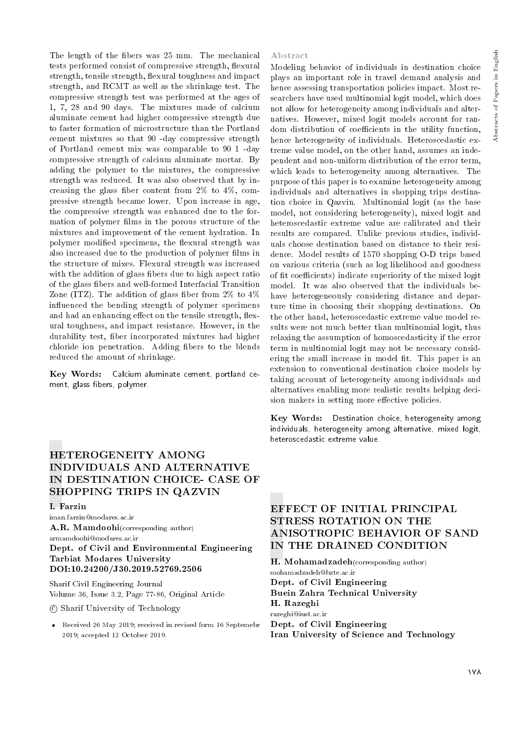The length of the fibers was 25 mm. The mechanical tests performed consist of compressive strength, flexural strength, tensile strength, flexural toughness and impact strength, and RCMT as well as the shrinkage test. The compressive strength test was performed at the ages of 1, 7, 28 and 90 days. The mixtures made of calcium aluminate cement had higher compressive strength due to faster formation of microstructure than the Portland cement mixtures so that 90 -day compressive strength of Portland cement mix was comparable to 90 1 -day compressive strength of calcium aluminate mortar. By adding the polymer to the mixtures, the compressive strength was reduced. It was also observed that by increasing the glass fiber content from 2% to 4%, compressive strength became lower. Upon increase in age, the compressive strength was enhanced due to the formation of polymer films in the porous structure of the mixtures and improvement of the cement hydration. In polymer modified specimens, the flexural strength was also increased due to the production of polymer films in the structure of mixes. Flexural strength was increased with the addition of glass fibers due to high aspect ratio of the glass fibers and well-formed Interfacial Transition Zone (ITZ). The addition of glass fiber from 2% to 4% influenced the bending strength of polymer specimens and had an enhancing effect on the tensile strength, flexural toughness, and impact resistance. However, in the durability test, fiber incorporated mixtures had higher chloride ion penetration. Adding fibers to the blends reduced the amount of shrinkage.

**Key Words:** Calcium aluminate cement, portland cement, glass fibers, polymer.

## HETEROGENEITY AMONG INDIVIDUALS AND ALTERNATIVE IN DESTINATION CHOICE- CASE OF SHOPPING TRIPS IN QAZVIN

**I. Farzin**
iman.farzin@modares.ac.ir
**A.R. Mamdoohi**(corresponding author)
armamdoohi@modares.ac.ir
**Dept. of Civil and Environmental Engineering**
**Tarbiat Modares University**
**DOI:10.24200/J30.2019.52769.2506**

Sharif Civil Engineering Journal
Volume 36, Issue 3.2, Page 77-86, Original Article

© Sharif University of Technology

- Received 26 May 2019; received in revised form 16 Septemebr 2019; accepted 12 October 2019.

### Abstract

Modeling behavior of individuals in destination choice plays an important role in travel demand analysis and hence assessing transportation policies impact. Most researchers have used multinomial logit model, which does not allow for heterogeneity among individuals and alternatives. However, mixed logit models account for random distribution of coefficients in the utility function, hence heterogeneity of individuals. Heteroscedastic extreme value model, on the other hand, assumes an independent and non-uniform distribution of the error term, which leads to heterogeneity among alternatives. The purpose of this paper is to examine heterogeneity among individuals and alternatives in shopping trips destination choice in Qazvin. Multinomial logit (as the base model, not considering heterogeneity), mixed logit and heteroscedastic extreme value are calibrated and their results are compared. Unlike previous studies, individuals choose destination based on distance to their residence. Model results of 1570 shopping O-D trips based on various criteria (such as log likelihood and goodness of fit coefficients) indicate superiority of the mixed logit model. It was also observed that the individuals behave heterogeneously considering distance and departure time in choosing their shopping destinations. On the other hand, heteroscedastic extreme value model results were not much better than multinomial logit, thus relaxing the assumption of homoscedasticity if the error term in multinomial logit may not be necessary considering the small increase in model fit. This paper is an extension to conventional destination choice models by taking account of heterogeneity among individuals and alternatives enabling more realistic results helping decision makers in setting more effective policies.

**Key Words:** Destination choice, heterogeneity among individuals, heterogeneity among alternative, mixed logit, heteroscedastic extreme value.

## EFFECT OF INITIAL PRINCIPAL STRESS ROTATION ON THE ANISOTROPIC BEHAVIOR OF SAND IN THE DRAINED CONDITION

**H. Mohamadzadeh**(corresponding author)
mohamadzadeh@bzte.ac.ir
**Dept. of Civil Engineering**
**Buein Zahra Technical University**
**H. Razeghi**
razeghi@iust.ac.ir
**Dept. of Civil Engineering**
**Iran University of Science and Technology**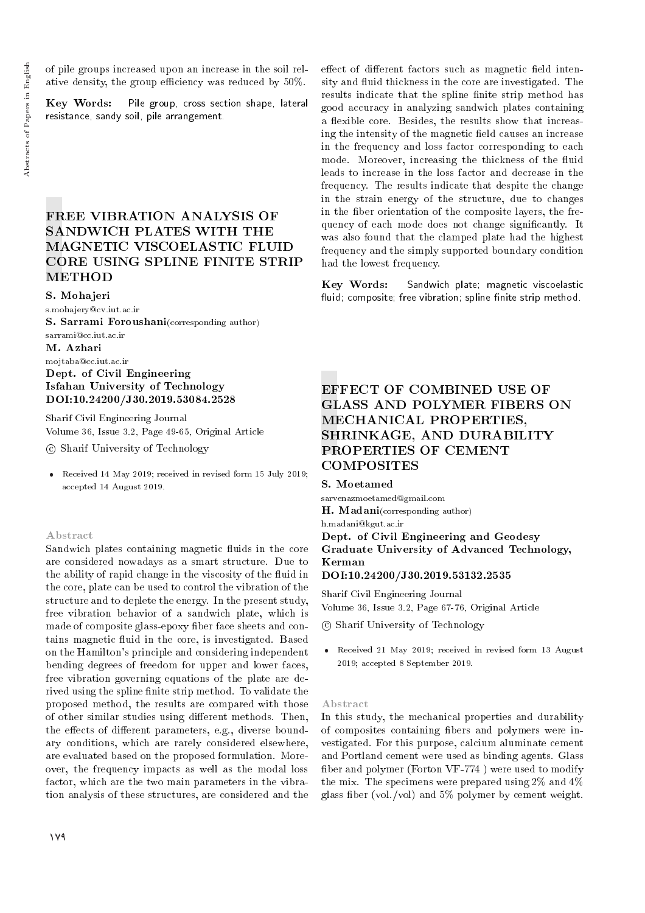of pile groups increased upon an increase in the soil relative density, the group efficiency was reduced by 50%.

**Key Words:** Pile group, cross section shape, lateral resistance, sandy soil, pile arrangement.

# FREE VIBRATION ANALYSIS OF SANDWICH PLATES WITH THE MAGNETIC VISCOELASTIC FLUID CORE USING SPLINE FINITE STRIP METHOD

**S. Mohajeri**
s.mohajery@cv.iut.ac.ir
**S. Sarrami Foroushani**(corresponding author)
sarrami@cc.iut.ac.ir
**M. Azhari**
mojtaba@cc.iut.ac.ir
**Dept. of Civil Engineering**
**Isfahan University of Technology**
**DOI:10.24200/J30.2019.53084.2528**

Sharif Civil Engineering Journal
Volume 36, Issue 3.2, Page 49-65, Original Article

© Sharif University of Technology

- Received 14 May 2019; received in revised form 15 July 2019; accepted 14 August 2019.

## Abstract

Sandwich plates containing magnetic fluids in the core are considered nowadays as a smart structure. Due to the ability of rapid change in the viscosity of the fluid in the core, plate can be used to control the vibration of the structure and to deplete the energy. In the present study, free vibration behavior of a sandwich plate, which is made of composite glass-epoxy fiber face sheets and contains magnetic fluid in the core, is investigated. Based on the Hamilton's principle and considering independent bending degrees of freedom for upper and lower faces, free vibration governing equations of the plate are derived using the spline finite strip method. To validate the proposed method, the results are compared with those of other similar studies using different methods. Then, the effects of different parameters, e.g., diverse boundary conditions, which are rarely considered elsewhere, are evaluated based on the proposed formulation. Moreover, the frequency impacts as well as the modal loss factor, which are the two main parameters in the vibration analysis of these structures, are considered and the effect of different factors such as magnetic field intensity and fluid thickness in the core are investigated. The results indicate that the spline finite strip method has good accuracy in analyzing sandwich plates containing a flexible core. Besides, the results show that increasing the intensity of the magnetic field causes an increase in the frequency and loss factor corresponding to each mode. Moreover, increasing the thickness of the fluid leads to increase in the loss factor and decrease in the frequency. The results indicate that despite the change in the strain energy of the structure, due to changes in the fiber orientation of the composite layers, the frequency of each mode does not change significantly. It was also found that the clamped plate had the highest frequency and the simply supported boundary condition had the lowest frequency.

**Key Words:** Sandwich plate; magnetic viscoelastic fluid; composite; free vibration; spline finite strip method.

# EFFECT OF COMBINED USE OF GLASS AND POLYMER FIBERS ON MECHANICAL PROPERTIES, SHRINKAGE, AND DURABILITY PROPERTIES OF CEMENT COMPOSITES

**S. Moetamed**
sarvenazmoetamed@gmail.com
**H. Madani**(corresponding author)
h.madani@kgut.ac.ir
**Dept. of Civil Engineering and Geodesy**
**Graduate University of Advanced Technology, Kerman**
**DOI:10.24200/J30.2019.53132.2535**

Sharif Civil Engineering Journal
Volume 36, Issue 3.2, Page 67-76, Original Article

© Sharif University of Technology

- Received 21 May 2019; received in revised form 13 August 2019; accepted 8 September 2019.

## Abstract

In this study, the mechanical properties and durability of composites containing fibers and polymers were investigated. For this purpose, calcium aluminate cement and Portland cement were used as binding agents. Glass fiber and polymer (Forton VF-774 ) were used to modify the mix. The specimens were prepared using 2% and 4% glass fiber (vol./vol) and 5% polymer by cement weight.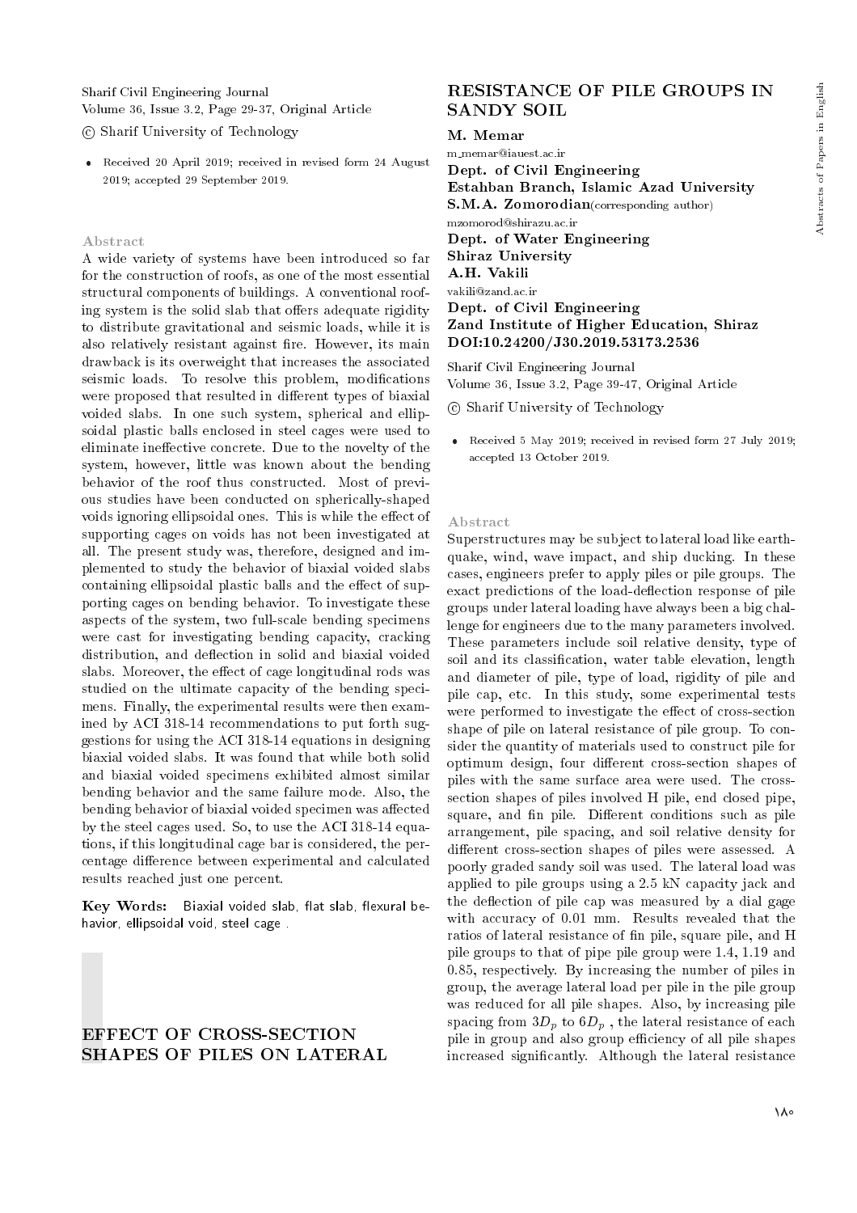Sharif Civil Engineering Journal
Volume 36, Issue 3.2, Page 29-37, Original Article

© Sharif University of Technology

- Received 20 April 2019; received in revised form 24 August 2019; accepted 29 September 2019.

### Abstract

A wide variety of systems have been introduced so far for the construction of roofs, as one of the most essential structural components of buildings. A conventional roofing system is the solid slab that offers adequate rigidity to distribute gravitational and seismic loads, while it is also relatively resistant against fire. However, its main drawback is its overweight that increases the associated seismic loads. To resolve this problem, modifications were proposed that resulted in different types of biaxial voided slabs. In one such system, spherical and ellipsoidal plastic balls enclosed in steel cages were used to eliminate ineffective concrete. Due to the novelty of the system, however, little was known about the bending behavior of the roof thus constructed. Most of previous studies have been conducted on spherically-shaped voids ignoring ellipsoidal ones. This is while the effect of supporting cages on voids has not been investigated at all. The present study was, therefore, designed and implemented to study the behavior of biaxial voided slabs containing ellipsoidal plastic balls and the effect of supporting cages on bending behavior. To investigate these aspects of the system, two full-scale bending specimens were cast for investigating bending capacity, cracking distribution, and deflection in solid and biaxial voided slabs. Moreover, the effect of cage longitudinal rods was studied on the ultimate capacity of the bending specimens. Finally, the experimental results were then examined by ACI 318-14 recommendations to put forth suggestions for using the ACI 318-14 equations in designing biaxial voided slabs. It was found that while both solid and biaxial voided specimens exhibited almost similar bending behavior and the same failure mode. Also, the bending behavior of biaxial voided specimen was affected by the steel cages used. So, to use the ACI 318-14 equations, if this longitudinal cage bar is considered, the percentage difference between experimental and calculated results reached just one percent.

**Key Words:** Biaxial voided slab, flat slab, flexural behavior, ellipsoidal void, steel cage .

## EFFECT OF CROSS-SECTION SHAPES OF PILES ON LATERAL RESISTANCE OF PILE GROUPS IN SANDY SOIL

**M. Memar**
m_memar@iauest.ac.ir
**Dept. of Civil Engineering**
**Estahban Branch, Islamic Azad University**
**S.M.A. Zomorodian**(corresponding author)
mzomorod@shirazu.ac.ir
**Dept. of Water Engineering**
**Shiraz University**
**A.H. Vakili**
vakili@zand.ac.ir
**Dept. of Civil Engineering**
**Zand Institute of Higher Education, Shiraz**
**DOI:10.24200/J30.2019.53173.2536**

Sharif Civil Engineering Journal
Volume 36, Issue 3.2, Page 39-47, Original Article

© Sharif University of Technology

- Received 5 May 2019; received in revised form 27 July 2019; accepted 13 October 2019.

### Abstract

Superstructures may be subject to lateral load like earthquake, wind, wave impact, and ship ducking. In these cases, engineers prefer to apply piles or pile groups. The exact predictions of the load-deflection response of pile groups under lateral loading have always been a big challenge for engineers due to the many parameters involved. These parameters include soil relative density, type of soil and its classification, water table elevation, length and diameter of pile, type of load, rigidity of pile and pile cap, etc. In this study, some experimental tests were performed to investigate the effect of cross-section shape of pile on lateral resistance of pile group. To consider the quantity of materials used to construct pile for optimum design, four different cross-section shapes of piles with the same surface area were used. The cross-section shapes of piles involved H pile, end closed pipe, square, and fin pile. Different conditions such as pile arrangement, pile spacing, and soil relative density for different cross-section shapes of piles were assessed. A poorly graded sandy soil was used. The lateral load was applied to pile groups using a 2.5 kN capacity jack and the deflection of pile cap was measured by a dial gage with accuracy of 0.01 mm. Results revealed that the ratios of lateral resistance of fin pile, square pile, and H pile groups to that of pipe pile group were 1.4, 1.19 and 0.85, respectively. By increasing the number of piles in group, the average lateral load per pile in the pile group was reduced for all pile shapes. Also, by increasing pile spacing from $3D_p$ to $6D_p$ , the lateral resistance of each pile in group and also group efficiency of all pile shapes increased significantly. Although the lateral resistance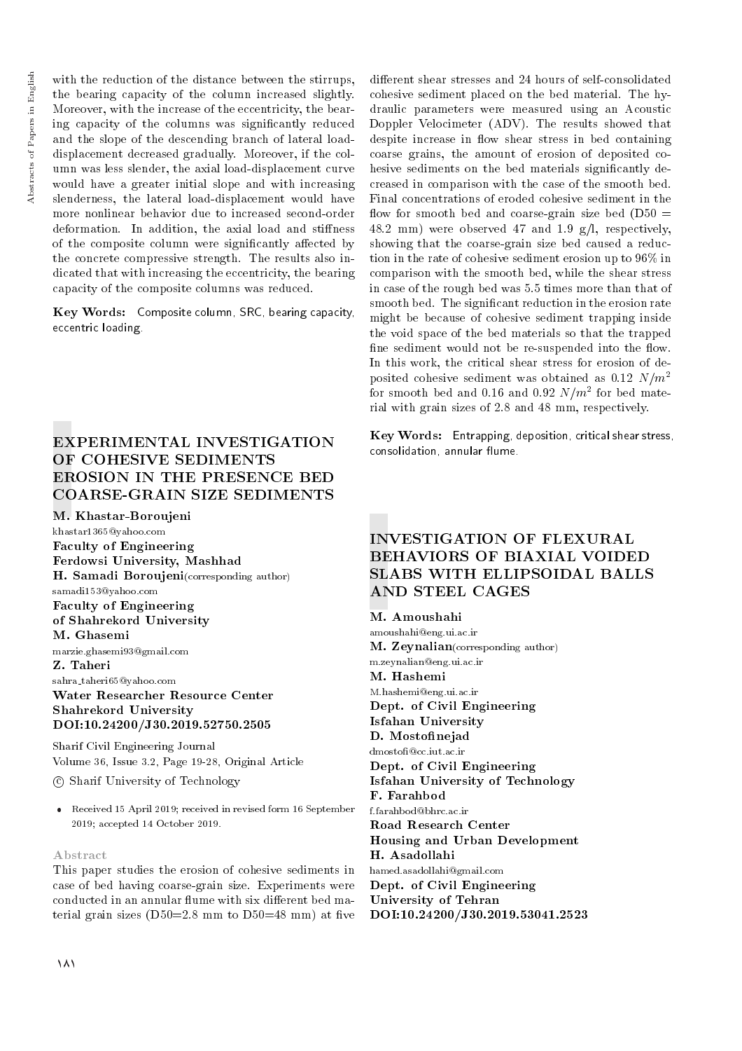with the reduction of the distance between the stirrups, the bearing capacity of the column increased slightly. Moreover, with the increase of the eccentricity, the bearing capacity of the columns was significantly reduced and the slope of the descending branch of lateral load-displacement decreased gradually. Moreover, if the column was less slender, the axial load-displacement curve would have a greater initial slope and with increasing slenderness, the lateral load-displacement would have more nonlinear behavior due to increased second-order deformation. In addition, the axial load and stiffness of the composite column were significantly affected by the concrete compressive strength. The results also indicated that with increasing the eccentricity, the bearing capacity of the composite columns was reduced.

**Key Words:** Composite column, SRC, bearing capacity, eccentric loading.

## EXPERIMENTAL INVESTIGATION OF COHESIVE SEDIMENTS EROSION IN THE PRESENCE BED COARSE-GRAIN SIZE SEDIMENTS

**M. Khastar-Boroujeni**
khastar1365@yahoo.com
**Faculty of Engineering**
**Ferdowsi University, Mashhad**
**H. Samadi Boroujeni**(corresponding author)
samadi153@yahoo.com
**Faculty of Engineering**
**of Shahrekord University**
**M. Ghasemi**
marzie.ghasemi93@gmail.com
**Z. Taheri**
sahra_taheri65@yahoo.com
**Water Researcher Resource Center**
**Shahrekord University**
**DOI:10.24200/J30.2019.52750.2505**

Sharif Civil Engineering Journal
Volume 36, Issue 3.2, Page 19-28, Original Article

© Sharif University of Technology

- Received 15 April 2019; received in revised form 16 September 2019; accepted 14 October 2019.

### Abstract

This paper studies the erosion of cohesive sediments in case of bed having coarse-grain size. Experiments were conducted in an annular flume with six different bed material grain sizes (D50=2.8 mm to D50=48 mm) at five different shear stresses and 24 hours of self-consolidated cohesive sediment placed on the bed material. The hydraulic parameters were measured using an Acoustic Doppler Velocimeter (ADV). The results showed that despite increase in flow shear stress in bed containing coarse grains, the amount of erosion of deposited cohesive sediments on the bed materials significantly decreased in comparison with the case of the smooth bed. Final concentrations of eroded cohesive sediment in the flow for smooth bed and coarse-grain size bed (D50 = 48.2 mm) were observed 47 and 1.9 g/l, respectively, showing that the coarse-grain size bed caused a reduction in the rate of cohesive sediment erosion up to 96% in comparison with the smooth bed, while the shear stress in case of the rough bed was 5.5 times more than that of smooth bed. The significant reduction in the erosion rate might be because of cohesive sediment trapping inside the void space of the bed materials so that the trapped fine sediment would not be re-suspended into the flow. In this work, the critical shear stress for erosion of deposited cohesive sediment was obtained as 0.12 $N/m^2$ for smooth bed and 0.16 and 0.92 $N/m^2$ for bed material with grain sizes of 2.8 and 48 mm, respectively.

**Key Words:** Entrapping, deposition, critical shear stress, consolidation, annular flume.

## INVESTIGATION OF FLEXURAL BEHAVIORS OF BIAXIAL VOIDED SLABS WITH ELLIPSOIDAL BALLS AND STEEL CAGES

**M. Amoushahi**
amoushahi@eng.ui.ac.ir
**M. Zeynalian**(corresponding author)
m.zeynalian@eng.ui.ac.ir
**M. Hashemi**
M.hashemi@eng.ui.ac.ir
**Dept. of Civil Engineering**
**Isfahan University**
**D. Mostofinejad**
dmostofi@cc.iut.ac.ir
**Dept. of Civil Engineering**
**Isfahan University of Technology**
**F. Farahbod**
f.farahbod@bhrc.ac.ir
**Road Research Center**
**Housing and Urban Development**
**H. Asadollahi**
hamed.asadollahi@gmail.com
**Dept. of Civil Engineering**
**University of Tehran**
**DOI:10.24200/J30.2019.53041.2523**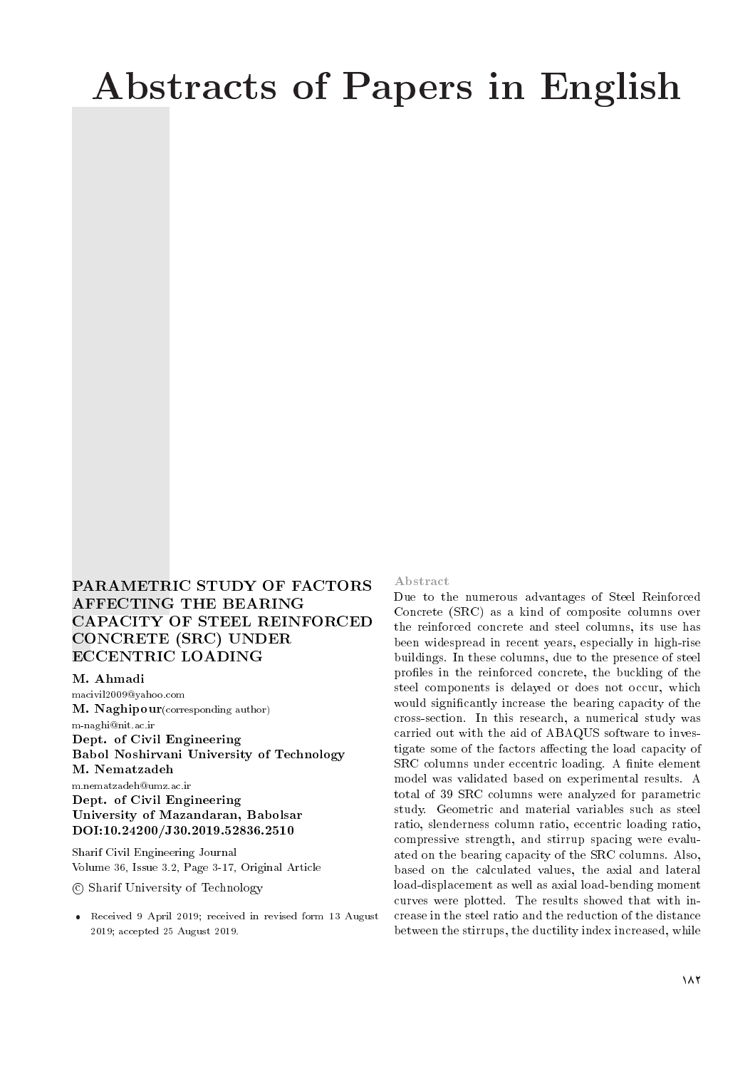# Abstracts of Papers in English

## PARAMETRIC STUDY OF FACTORS AFFECTING THE BEARING CAPACITY OF STEEL REINFORCED CONCRETE (SRC) UNDER ECCENTRIC LOADING

**M. Ahmadi**
macivil2009@yahoo.com
**M. Naghipour**(corresponding author)
m-naghi@nit.ac.ir
**Dept. of Civil Engineering**
**Babol Noshirvani University of Technology**
**M. Nematzadeh**
m.nematzadeh@umz.ac.ir
**Dept. of Civil Engineering**
**University of Mazandaran, Babolsar**
**DOI:10.24200/J30.2019.52836.2510**

Sharif Civil Engineering Journal
Volume 36, Issue 3.2, Page 3-17, Original Article

© Sharif University of Technology

- Received 9 April 2019; received in revised form 13 August 2019; accepted 25 August 2019.

### Abstract

Due to the numerous advantages of Steel Reinforced Concrete (SRC) as a kind of composite columns over the reinforced concrete and steel columns, its use has been widespread in recent years, especially in high-rise buildings. In these columns, due to the presence of steel profiles in the reinforced concrete, the buckling of the steel components is delayed or does not occur, which would significantly increase the bearing capacity of the cross-section. In this research, a numerical study was carried out with the aid of ABAQUS software to investigate some of the factors affecting the load capacity of SRC columns under eccentric loading. A finite element model was validated based on experimental results. A total of 39 SRC columns were analyzed for parametric study. Geometric and material variables such as steel ratio, slenderness column ratio, eccentric loading ratio, compressive strength, and stirrup spacing were evaluated on the bearing capacity of the SRC columns. Also, based on the calculated values, the axial and lateral load-displacement as well as axial load-bending moment curves were plotted. The results showed that with increase in the steel ratio and the reduction of the distance between the stirrups, the ductility index increased, while